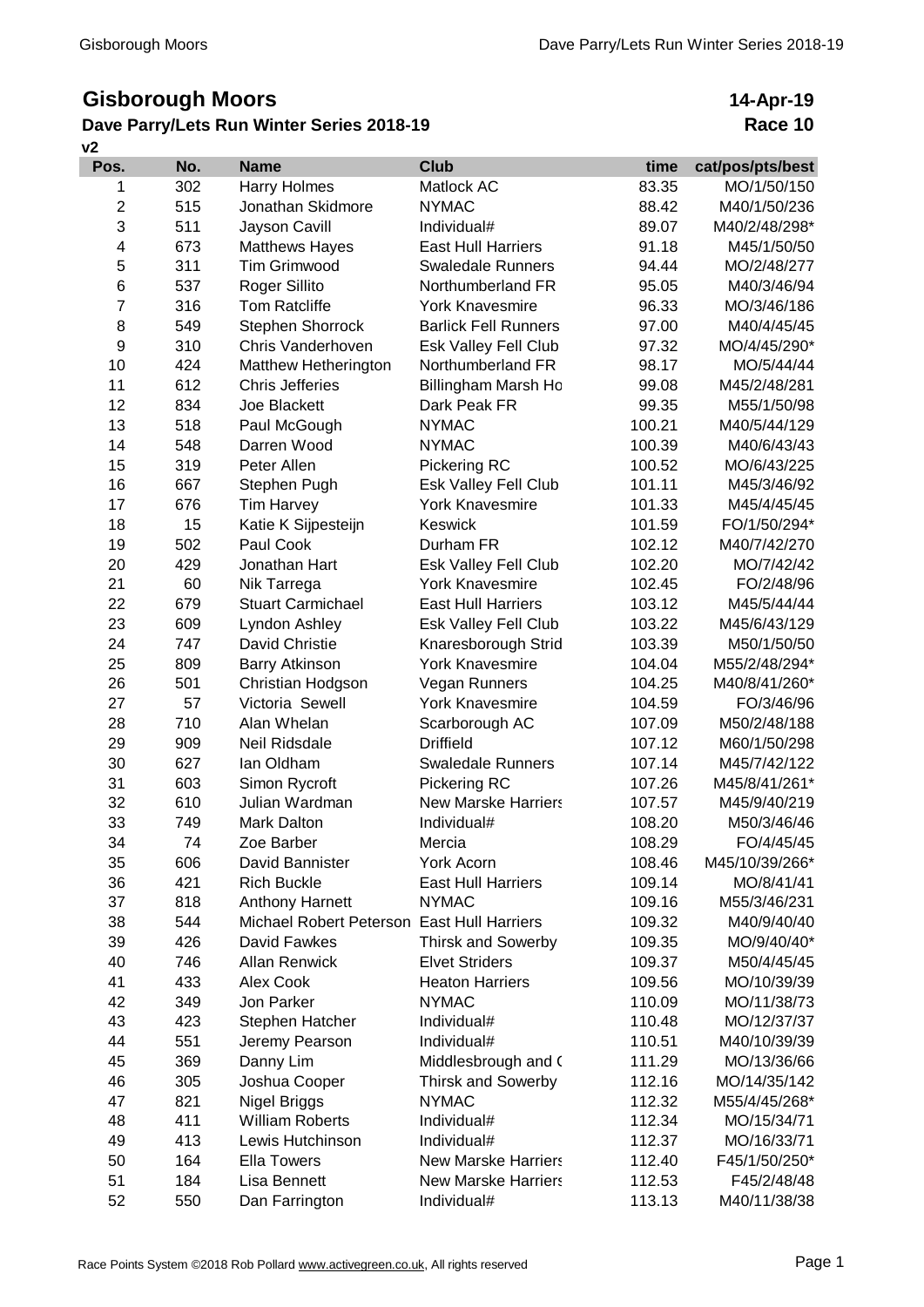# Gisborough Moors

**14-Apr-19**

## Dave Parry/Lets Run Winter Series 2018-19

**Race 10**

**v2**

| Pos. | No. | Name | Club | time | cat/pos/pts/best |
|---|---|---|---|---|---|
| 1 | 302 | Harry Holmes | Matlock AC | 83.35 | MO/1/50/150 |
| 2 | 515 | Jonathan Skidmore | NYMAC | 88.42 | M40/1/50/236 |
| 3 | 511 | Jayson Cavill | Individual# | 89.07 | M40/2/48/298* |
| 4 | 673 | Matthews Hayes | East Hull Harriers | 91.18 | M45/1/50/50 |
| 5 | 311 | Tim Grimwood | Swaledale Runners | 94.44 | MO/2/48/277 |
| 6 | 537 | Roger Sillito | Northumberland FR | 95.05 | M40/3/46/94 |
| 7 | 316 | Tom Ratcliffe | York Knavesmire | 96.33 | MO/3/46/186 |
| 8 | 549 | Stephen Shorrock | Barlick Fell Runners | 97.00 | M40/4/45/45 |
| 9 | 310 | Chris Vanderhoven | Esk Valley Fell Club | 97.32 | MO/4/45/290* |
| 10 | 424 | Matthew Hetherington | Northumberland FR | 98.17 | MO/5/44/44 |
| 11 | 612 | Chris Jefferies | Billingham Marsh Ho | 99.08 | M45/2/48/281 |
| 12 | 834 | Joe Blackett | Dark Peak FR | 99.35 | M55/1/50/98 |
| 13 | 518 | Paul McGough | NYMAC | 100.21 | M40/5/44/129 |
| 14 | 548 | Darren Wood | NYMAC | 100.39 | M40/6/43/43 |
| 15 | 319 | Peter Allen | Pickering RC | 100.52 | MO/6/43/225 |
| 16 | 667 | Stephen Pugh | Esk Valley Fell Club | 101.11 | M45/3/46/92 |
| 17 | 676 | Tim Harvey | York Knavesmire | 101.33 | M45/4/45/45 |
| 18 | 15 | Katie K Sijpesteijn | Keswick | 101.59 | FO/1/50/294* |
| 19 | 502 | Paul Cook | Durham FR | 102.12 | M40/7/42/270 |
| 20 | 429 | Jonathan Hart | Esk Valley Fell Club | 102.20 | MO/7/42/42 |
| 21 | 60 | Nik Tarrega | York Knavesmire | 102.45 | FO/2/48/96 |
| 22 | 679 | Stuart Carmichael | East Hull Harriers | 103.12 | M45/5/44/44 |
| 23 | 609 | Lyndon Ashley | Esk Valley Fell Club | 103.22 | M45/6/43/129 |
| 24 | 747 | David Christie | Knaresborough Strid | 103.39 | M50/1/50/50 |
| 25 | 809 | Barry Atkinson | York Knavesmire | 104.04 | M55/2/48/294* |
| 26 | 501 | Christian Hodgson | Vegan Runners | 104.25 | M40/8/41/260* |
| 27 | 57 | Victoria Sewell | York Knavesmire | 104.59 | FO/3/46/96 |
| 28 | 710 | Alan Whelan | Scarborough AC | 107.09 | M50/2/48/188 |
| 29 | 909 | Neil Ridsdale | Driffield | 107.12 | M60/1/50/298 |
| 30 | 627 | Ian Oldham | Swaledale Runners | 107.14 | M45/7/42/122 |
| 31 | 603 | Simon Rycroft | Pickering RC | 107.26 | M45/8/41/261* |
| 32 | 610 | Julian Wardman | New Marske Harriers | 107.57 | M45/9/40/219 |
| 33 | 749 | Mark Dalton | Individual# | 108.20 | M50/3/46/46 |
| 34 | 74 | Zoe Barber | Mercia | 108.29 | FO/4/45/45 |
| 35 | 606 | David Bannister | York Acorn | 108.46 | M45/10/39/266* |
| 36 | 421 | Rich Buckle | East Hull Harriers | 109.14 | MO/8/41/41 |
| 37 | 818 | Anthony Harnett | NYMAC | 109.16 | M55/3/46/231 |
| 38 | 544 | Michael Robert Peterson | East Hull Harriers | 109.32 | M40/9/40/40 |
| 39 | 426 | David Fawkes | Thirsk and Sowerby | 109.35 | MO/9/40/40* |
| 40 | 746 | Allan Renwick | Elvet Striders | 109.37 | M50/4/45/45 |
| 41 | 433 | Alex Cook | Heaton Harriers | 109.56 | MO/10/39/39 |
| 42 | 349 | Jon Parker | NYMAC | 110.09 | MO/11/38/73 |
| 43 | 423 | Stephen Hatcher | Individual# | 110.48 | MO/12/37/37 |
| 44 | 551 | Jeremy Pearson | Individual# | 110.51 | M40/10/39/39 |
| 45 | 369 | Danny Lim | Middlesbrough and ( | 111.29 | MO/13/36/66 |
| 46 | 305 | Joshua Cooper | Thirsk and Sowerby | 112.16 | MO/14/35/142 |
| 47 | 821 | Nigel Briggs | NYMAC | 112.32 | M55/4/45/268* |
| 48 | 411 | William Roberts | Individual# | 112.34 | MO/15/34/71 |
| 49 | 413 | Lewis Hutchinson | Individual# | 112.37 | MO/16/33/71 |
| 50 | 164 | Ella Towers | New Marske Harriers | 112.40 | F45/1/50/250* |
| 51 | 184 | Lisa Bennett | New Marske Harriers | 112.53 | F45/2/48/48 |
| 52 | 550 | Dan Farrington | Individual# | 113.13 | M40/11/38/38 |

Race Points System ©2018 Rob Pollard www.activegreen.co.uk, All rights reserved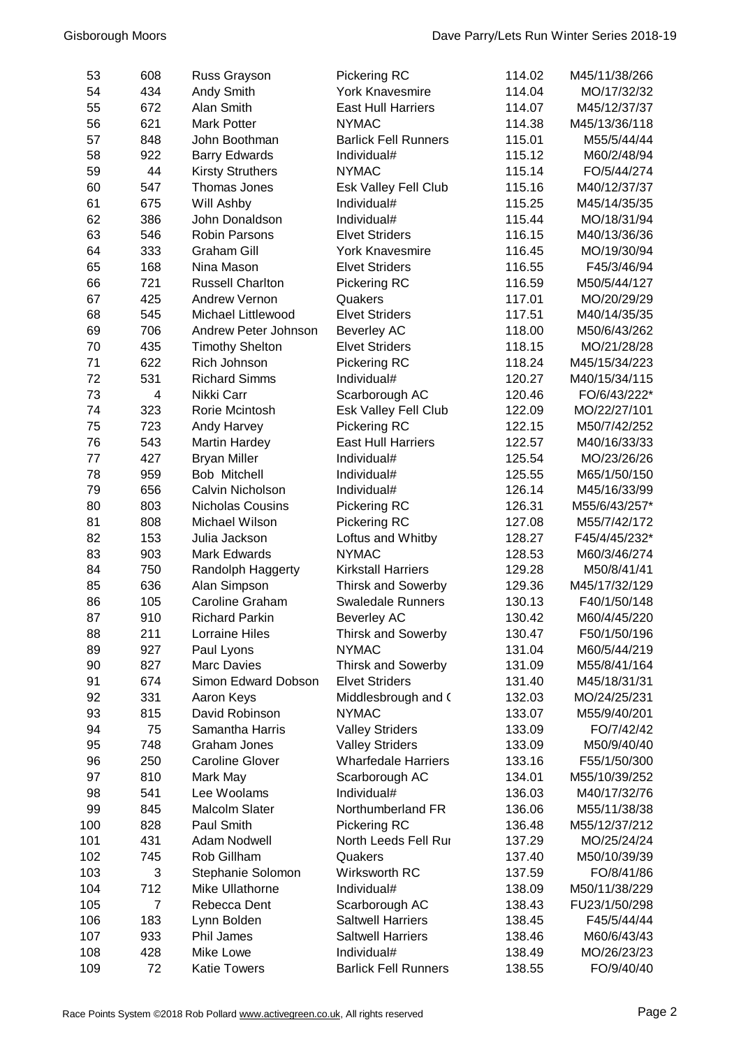| | | | | | |
|---|---|---|---|---|---|
| 53 | 608 | Russ Grayson | Pickering RC | 114.02 | M45/11/38/266 |
| 54 | 434 | Andy Smith | York Knavesmire | 114.04 | MO/17/32/32 |
| 55 | 672 | Alan Smith | East Hull Harriers | 114.07 | M45/12/37/37 |
| 56 | 621 | Mark Potter | NYMAC | 114.38 | M45/13/36/118 |
| 57 | 848 | John Boothman | Barlick Fell Runners | 115.01 | M55/5/44/44 |
| 58 | 922 | Barry Edwards | Individual# | 115.12 | M60/2/48/94 |
| 59 | 44 | Kirsty Struthers | NYMAC | 115.14 | FO/5/44/274 |
| 60 | 547 | Thomas Jones | Esk Valley Fell Club | 115.16 | M40/12/37/37 |
| 61 | 675 | Will Ashby | Individual# | 115.25 | M45/14/35/35 |
| 62 | 386 | John Donaldson | Individual# | 115.44 | MO/18/31/94 |
| 63 | 546 | Robin Parsons | Elvet Striders | 116.15 | M40/13/36/36 |
| 64 | 333 | Graham Gill | York Knavesmire | 116.45 | MO/19/30/94 |
| 65 | 168 | Nina Mason | Elvet Striders | 116.55 | F45/3/46/94 |
| 66 | 721 | Russell Charlton | Pickering RC | 116.59 | M50/5/44/127 |
| 67 | 425 | Andrew Vernon | Quakers | 117.01 | MO/20/29/29 |
| 68 | 545 | Michael Littlewood | Elvet Striders | 117.51 | M40/14/35/35 |
| 69 | 706 | Andrew Peter Johnson | Beverley AC | 118.00 | M50/6/43/262 |
| 70 | 435 | Timothy Shelton | Elvet Striders | 118.15 | MO/21/28/28 |
| 71 | 622 | Rich Johnson | Pickering RC | 118.24 | M45/15/34/223 |
| 72 | 531 | Richard Simms | Individual# | 120.27 | M40/15/34/115 |
| 73 | 4 | Nikki Carr | Scarborough AC | 120.46 | FO/6/43/222* |
| 74 | 323 | Rorie Mcintosh | Esk Valley Fell Club | 122.09 | MO/22/27/101 |
| 75 | 723 | Andy Harvey | Pickering RC | 122.15 | M50/7/42/252 |
| 76 | 543 | Martin Hardey | East Hull Harriers | 122.57 | M40/16/33/33 |
| 77 | 427 | Bryan Miller | Individual# | 125.54 | MO/23/26/26 |
| 78 | 959 | Bob Mitchell | Individual# | 125.55 | M65/1/50/150 |
| 79 | 656 | Calvin Nicholson | Individual# | 126.14 | M45/16/33/99 |
| 80 | 803 | Nicholas Cousins | Pickering RC | 126.31 | M55/6/43/257* |
| 81 | 808 | Michael Wilson | Pickering RC | 127.08 | M55/7/42/172 |
| 82 | 153 | Julia Jackson | Loftus and Whitby | 128.27 | F45/4/45/232* |
| 83 | 903 | Mark Edwards | NYMAC | 128.53 | M60/3/46/274 |
| 84 | 750 | Randolph Haggerty | Kirkstall Harriers | 129.28 | M50/8/41/41 |
| 85 | 636 | Alan Simpson | Thirsk and Sowerby | 129.36 | M45/17/32/129 |
| 86 | 105 | Caroline Graham | Swaledale Runners | 130.13 | F40/1/50/148 |
| 87 | 910 | Richard Parkin | Beverley AC | 130.42 | M60/4/45/220 |
| 88 | 211 | Lorraine Hiles | Thirsk and Sowerby | 130.47 | F50/1/50/196 |
| 89 | 927 | Paul Lyons | NYMAC | 131.04 | M60/5/44/219 |
| 90 | 827 | Marc Davies | Thirsk and Sowerby | 131.09 | M55/8/41/164 |
| 91 | 674 | Simon Edward Dobson | Elvet Striders | 131.40 | M45/18/31/31 |
| 92 | 331 | Aaron Keys | Middlesbrough and ( | 132.03 | MO/24/25/231 |
| 93 | 815 | David Robinson | NYMAC | 133.07 | M55/9/40/201 |
| 94 | 75 | Samantha Harris | Valley Striders | 133.09 | FO/7/42/42 |
| 95 | 748 | Graham Jones | Valley Striders | 133.09 | M50/9/40/40 |
| 96 | 250 | Caroline Glover | Wharfedale Harriers | 133.16 | F55/1/50/300 |
| 97 | 810 | Mark May | Scarborough AC | 134.01 | M55/10/39/252 |
| 98 | 541 | Lee Woolams | Individual# | 136.03 | M40/17/32/76 |
| 99 | 845 | Malcolm Slater | Northumberland FR | 136.06 | M55/11/38/38 |
| 100 | 828 | Paul Smith | Pickering RC | 136.48 | M55/12/37/212 |
| 101 | 431 | Adam Nodwell | North Leeds Fell Rui | 137.29 | MO/25/24/24 |
| 102 | 745 | Rob Gillham | Quakers | 137.40 | M50/10/39/39 |
| 103 | 3 | Stephanie Solomon | Wirksworth RC | 137.59 | FO/8/41/86 |
| 104 | 712 | Mike Ullathorne | Individual# | 138.09 | M50/11/38/229 |
| 105 | 7 | Rebecca Dent | Scarborough AC | 138.43 | FU23/1/50/298 |
| 106 | 183 | Lynn Bolden | Saltwell Harriers | 138.45 | F45/5/44/44 |
| 107 | 933 | Phil James | Saltwell Harriers | 138.46 | M60/6/43/43 |
| 108 | 428 | Mike Lowe | Individual# | 138.49 | MO/26/23/23 |
| 109 | 72 | Katie Towers | Barlick Fell Runners | 138.55 | FO/9/40/40 |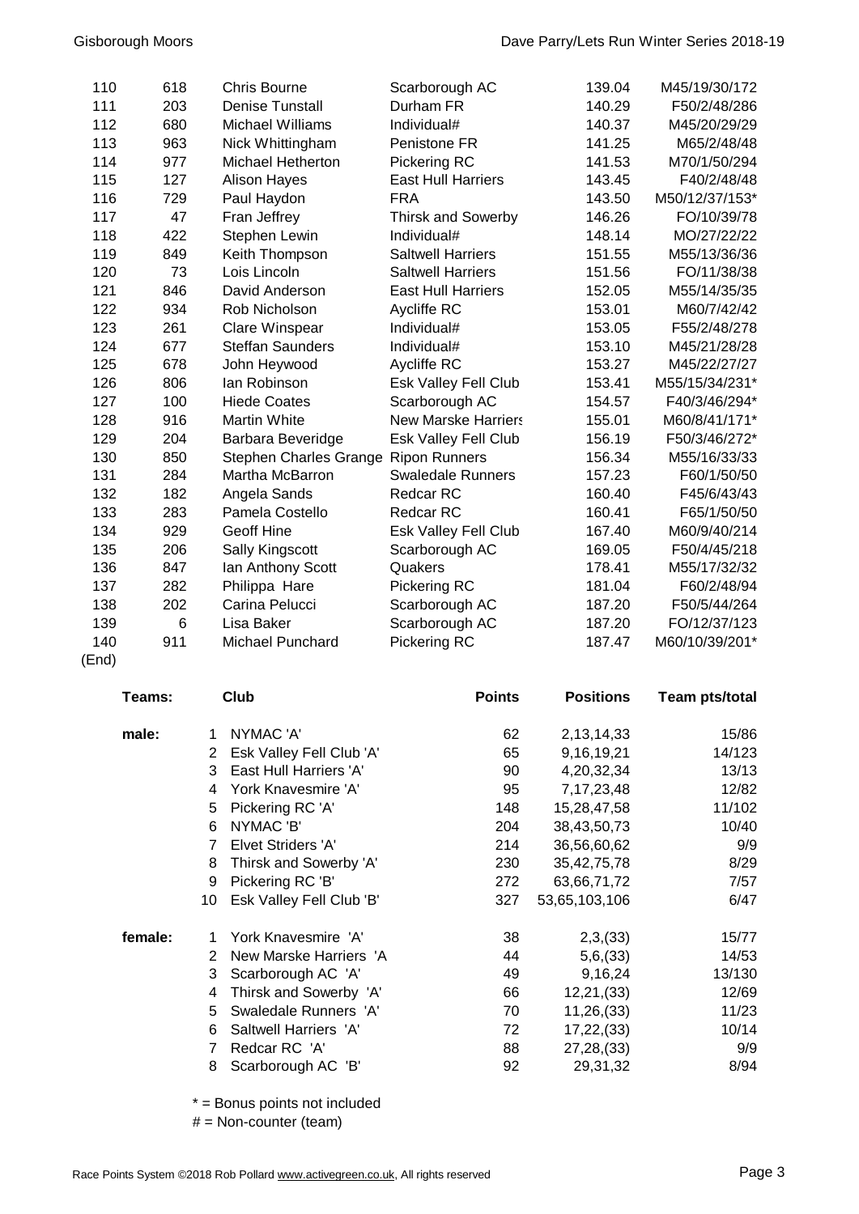| Pos | No. | Name | Club | Time | Category |
|---|---|---|---|---|---|
| 110 | 618 | Chris Bourne | Scarborough AC | 139.04 | M45/19/30/172 |
| 111 | 203 | Denise Tunstall | Durham FR | 140.29 | F50/2/48/286 |
| 112 | 680 | Michael Williams | Individual# | 140.37 | M45/20/29/29 |
| 113 | 963 | Nick Whittingham | Penistone FR | 141.25 | M65/2/48/48 |
| 114 | 977 | Michael Hetherton | Pickering RC | 141.53 | M70/1/50/294 |
| 115 | 127 | Alison Hayes | East Hull Harriers | 143.45 | F40/2/48/48 |
| 116 | 729 | Paul Haydon | FRA | 143.50 | M50/12/37/153* |
| 117 | 47 | Fran Jeffrey | Thirsk and Sowerby | 146.26 | FO/10/39/78 |
| 118 | 422 | Stephen Lewin | Individual# | 148.14 | MO/27/22/22 |
| 119 | 849 | Keith Thompson | Saltwell Harriers | 151.55 | M55/13/36/36 |
| 120 | 73 | Lois Lincoln | Saltwell Harriers | 151.56 | FO/11/38/38 |
| 121 | 846 | David Anderson | East Hull Harriers | 152.05 | M55/14/35/35 |
| 122 | 934 | Rob Nicholson | Aycliffe RC | 153.01 | M60/7/42/42 |
| 123 | 261 | Clare Winspear | Individual# | 153.05 | F55/2/48/278 |
| 124 | 677 | Steffan Saunders | Individual# | 153.10 | M45/21/28/28 |
| 125 | 678 | John Heywood | Aycliffe RC | 153.27 | M45/22/27/27 |
| 126 | 806 | Ian Robinson | Esk Valley Fell Club | 153.41 | M55/15/34/231* |
| 127 | 100 | Hiede Coates | Scarborough AC | 154.57 | F40/3/46/294* |
| 128 | 916 | Martin White | New Marske Harriers | 155.01 | M60/8/41/171* |
| 129 | 204 | Barbara Beveridge | Esk Valley Fell Club | 156.19 | F50/3/46/272* |
| 130 | 850 | Stephen Charles Grange | Ripon Runners | 156.34 | M55/16/33/33 |
| 131 | 284 | Martha McBarron | Swaledale Runners | 157.23 | F60/1/50/50 |
| 132 | 182 | Angela Sands | Redcar RC | 160.40 | F45/6/43/43 |
| 133 | 283 | Pamela Costello | Redcar RC | 160.41 | F65/1/50/50 |
| 134 | 929 | Geoff Hine | Esk Valley Fell Club | 167.40 | M60/9/40/214 |
| 135 | 206 | Sally Kingscott | Scarborough AC | 169.05 | F50/4/45/218 |
| 136 | 847 | Ian Anthony Scott | Quakers | 178.41 | M55/17/32/32 |
| 137 | 282 | Philippa Hare | Pickering RC | 181.04 | F60/2/48/94 |
| 138 | 202 | Carina Pelucci | Scarborough AC | 187.20 | F50/5/44/264 |
| 139 | 6 | Lisa Baker | Scarborough AC | 187.20 | FO/12/37/123 |
| 140 | 911 | Michael Punchard | Pickering RC | 187.47 | M60/10/39/201* |

(End)

| Teams: | | Club | Points | Positions | Team pts/total |
|---|---|---|---|---|---|
| male: | 1 | NYMAC 'A' | 62 | 2,13,14,33 | 15/86 |
| | 2 | Esk Valley Fell Club 'A' | 65 | 9,16,19,21 | 14/123 |
| | 3 | East Hull Harriers 'A' | 90 | 4,20,32,34 | 13/13 |
| | 4 | York Knavesmire 'A' | 95 | 7,17,23,48 | 12/82 |
| | 5 | Pickering RC 'A' | 148 | 15,28,47,58 | 11/102 |
| | 6 | NYMAC 'B' | 204 | 38,43,50,73 | 10/40 |
| | 7 | Elvet Striders 'A' | 214 | 36,56,60,62 | 9/9 |
| | 8 | Thirsk and Sowerby 'A' | 230 | 35,42,75,78 | 8/29 |
| | 9 | Pickering RC 'B' | 272 | 63,66,71,72 | 7/57 |
| | 10 | Esk Valley Fell Club 'B' | 327 | 53,65,103,106 | 6/47 |
| female: | 1 | York Knavesmire 'A' | 38 | 2,3,(33) | 15/77 |
| | 2 | New Marske Harriers 'A | 44 | 5,6,(33) | 14/53 |
| | 3 | Scarborough AC 'A' | 49 | 9,16,24 | 13/130 |
| | 4 | Thirsk and Sowerby 'A' | 66 | 12,21,(33) | 12/69 |
| | 5 | Swaledale Runners 'A' | 70 | 11,26,(33) | 11/23 |
| | 6 | Saltwell Harriers 'A' | 72 | 17,22,(33) | 10/14 |
| | 7 | Redcar RC 'A' | 88 | 27,28,(33) | 9/9 |
| | 8 | Scarborough AC 'B' | 92 | 29,31,32 | 8/94 |

* = Bonus points not included

# = Non-counter (team)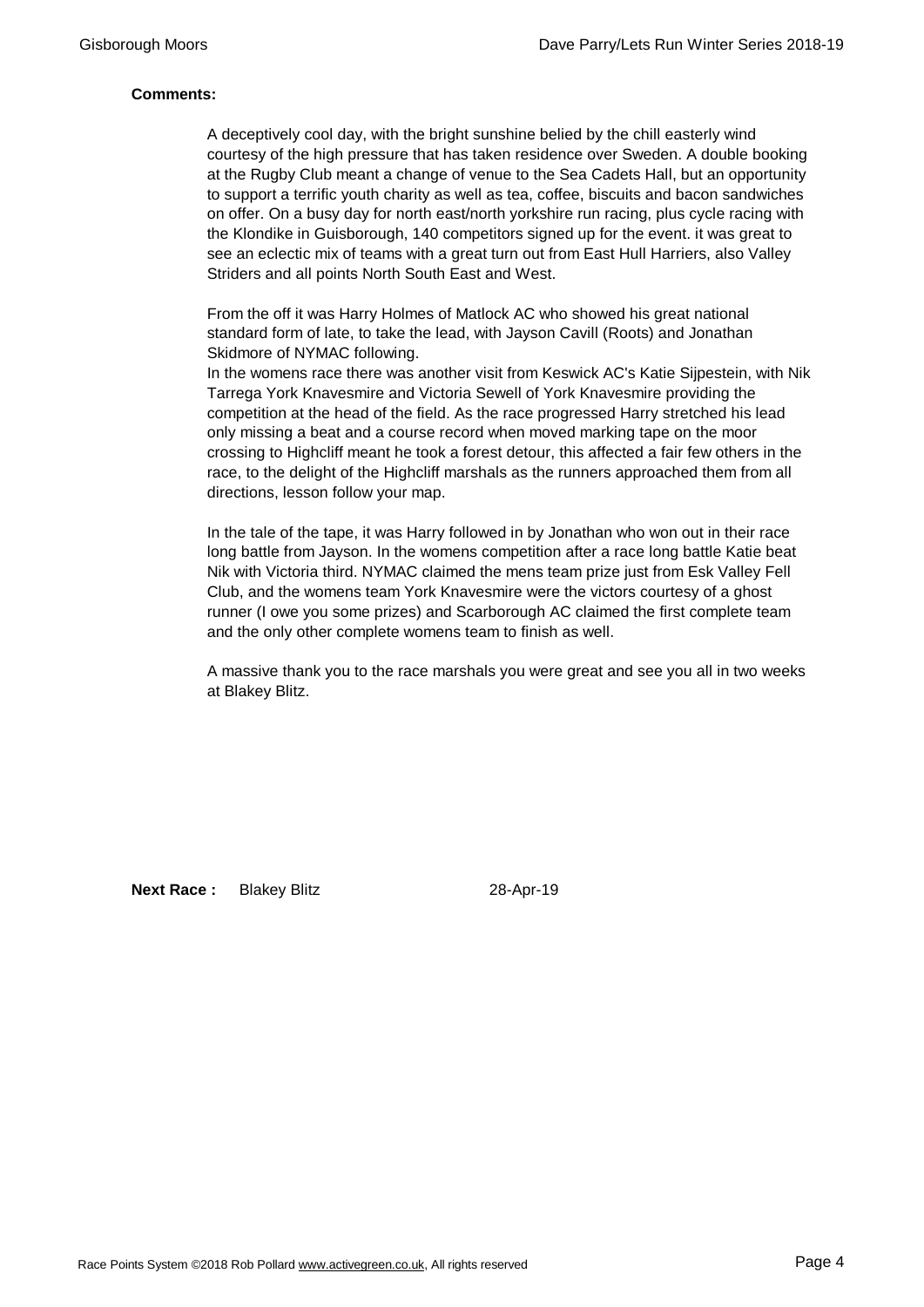**Comments:**

A deceptively cool day, with the bright sunshine belied by the chill easterly wind courtesy of the high pressure that has taken residence over Sweden. A double booking at the Rugby Club meant a change of venue to the Sea Cadets Hall, but an opportunity to support a terrific youth charity as well as tea, coffee, biscuits and bacon sandwiches on offer. On a busy day for north east/north yorkshire run racing, plus cycle racing with the Klondike in Guisborough, 140 competitors signed up for the event. it was great to see an eclectic mix of teams with a great turn out from East Hull Harriers, also Valley Striders and all points North South East and West.

From the off it was Harry Holmes of Matlock AC who showed his great national standard form of late, to take the lead, with Jayson Cavill (Roots) and Jonathan Skidmore of NYMAC following.
In the womens race there was another visit from Keswick AC's Katie Sijpestein, with Nik Tarrega York Knavesmire and Victoria Sewell of York Knavesmire providing the competition at the head of the field. As the race progressed Harry stretched his lead only missing a beat and a course record when moved marking tape on the moor crossing to Highcliff meant he took a forest detour, this affected a fair few others in the race, to the delight of the Highcliff marshals as the runners approached them from all directions, lesson follow your map.

In the tale of the tape, it was Harry followed in by Jonathan who won out in their race long battle from Jayson. In the womens competition after a race long battle Katie beat Nik with Victoria third. NYMAC claimed the mens team prize just from Esk Valley Fell Club, and the womens team York Knavesmire were the victors courtesy of a ghost runner (I owe you some prizes) and Scarborough AC claimed the first complete team and the only other complete womens team to finish as well.

A massive thank you to the race marshals you were great and see you all in two weeks at Blakey Blitz.

**Next Race :** Blakey Blitz 28-Apr-19